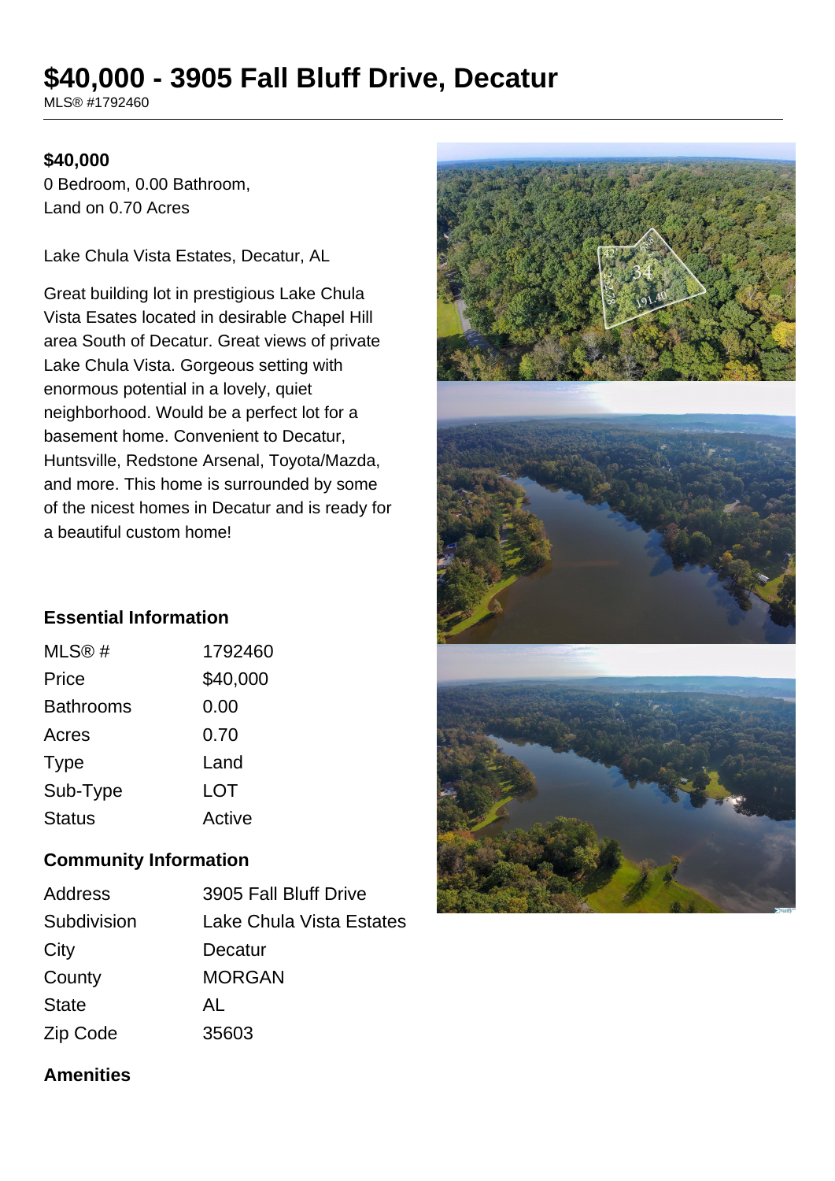# $40,000 - 3905 Fall Bluff Drive, Decatur

MLS® #1792460

**$40,000**

0 Bedroom, 0.00 Bathroom,
Land on 0.70 Acres

Lake Chula Vista Estates, Decatur, AL

Great building lot in prestigious Lake Chula Vista Esates located in desirable Chapel Hill area South of Decatur. Great views of private Lake Chula Vista. Gorgeous setting with enormous potential in a lovely, quiet neighborhood. Would be a perfect lot for a basement home. Convenient to Decatur, Huntsville, Redstone Arsenal, Toyota/Mazda, and more. This home is surrounded by some of the nicest homes in Decatur and is ready for a beautiful custom home!

### Essential Information

| | |
|---|---|
| MLS® # | 1792460 |
| Price | $40,000 |
| Bathrooms | 0.00 |
| Acres | 0.70 |
| Type | Land |
| Sub-Type | LOT |
| Status | Active |

### Community Information

| | |
|---|---|
| Address | 3905 Fall Bluff Drive |
| Subdivision | Lake Chula Vista Estates |
| City | Decatur |
| County | MORGAN |
| State | AL |
| Zip Code | 35603 |

### Amenities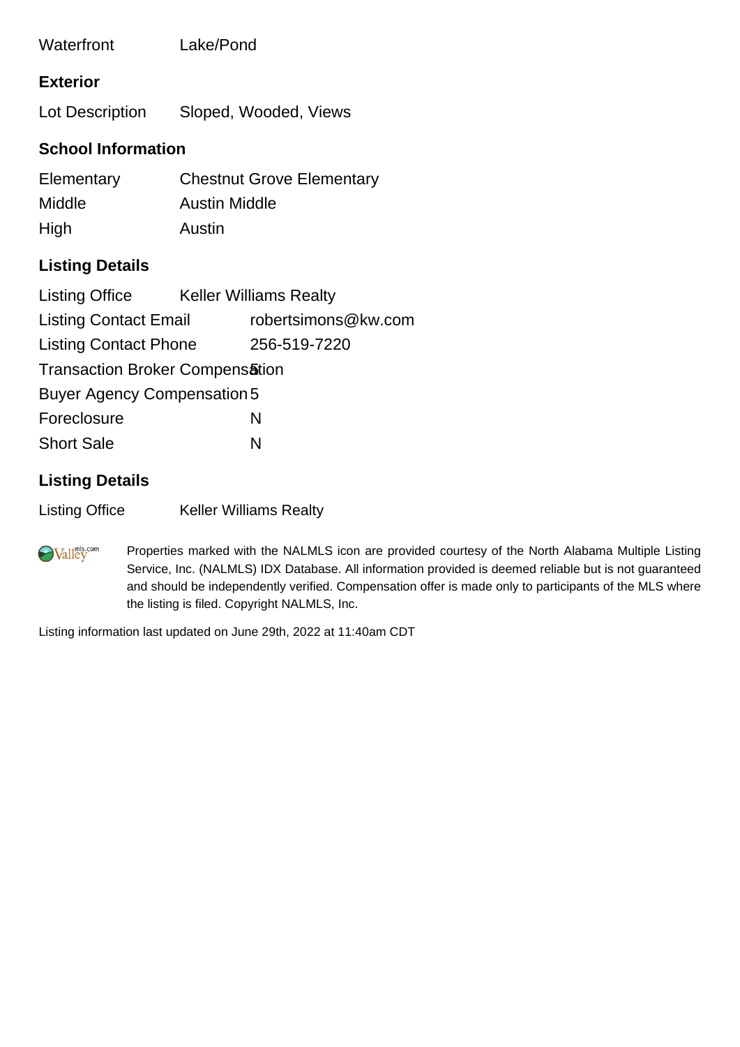| | |
|---|---|
| Waterfront | Lake/Pond |

## Exterior

| | |
|---|---|
| Lot Description | Sloped, Wooded, Views |

## School Information

| | |
|---|---|
| Elementary | Chestnut Grove Elementary |
| Middle | Austin Middle |
| High | Austin |

## Listing Details

| | |
|---|---|
| Listing Office | Keller Williams Realty |
| Listing Contact Email | robertsimons@kw.com |
| Listing Contact Phone | 256-519-7220 |
| Transaction Broker Compensation | 5 |
| Buyer Agency Compensation | 5 |
| Foreclosure | N |
| Short Sale | N |

## Listing Details

| | |
|---|---|
| Listing Office | Keller Williams Realty |

Properties marked with the NALMLS icon are provided courtesy of the North Alabama Multiple Listing Service, Inc. (NALMLS) IDX Database. All information provided is deemed reliable but is not guaranteed and should be independently verified. Compensation offer is made only to participants of the MLS where the listing is filed. Copyright NALMLS, Inc.

Listing information last updated on June 29th, 2022 at 11:40am CDT